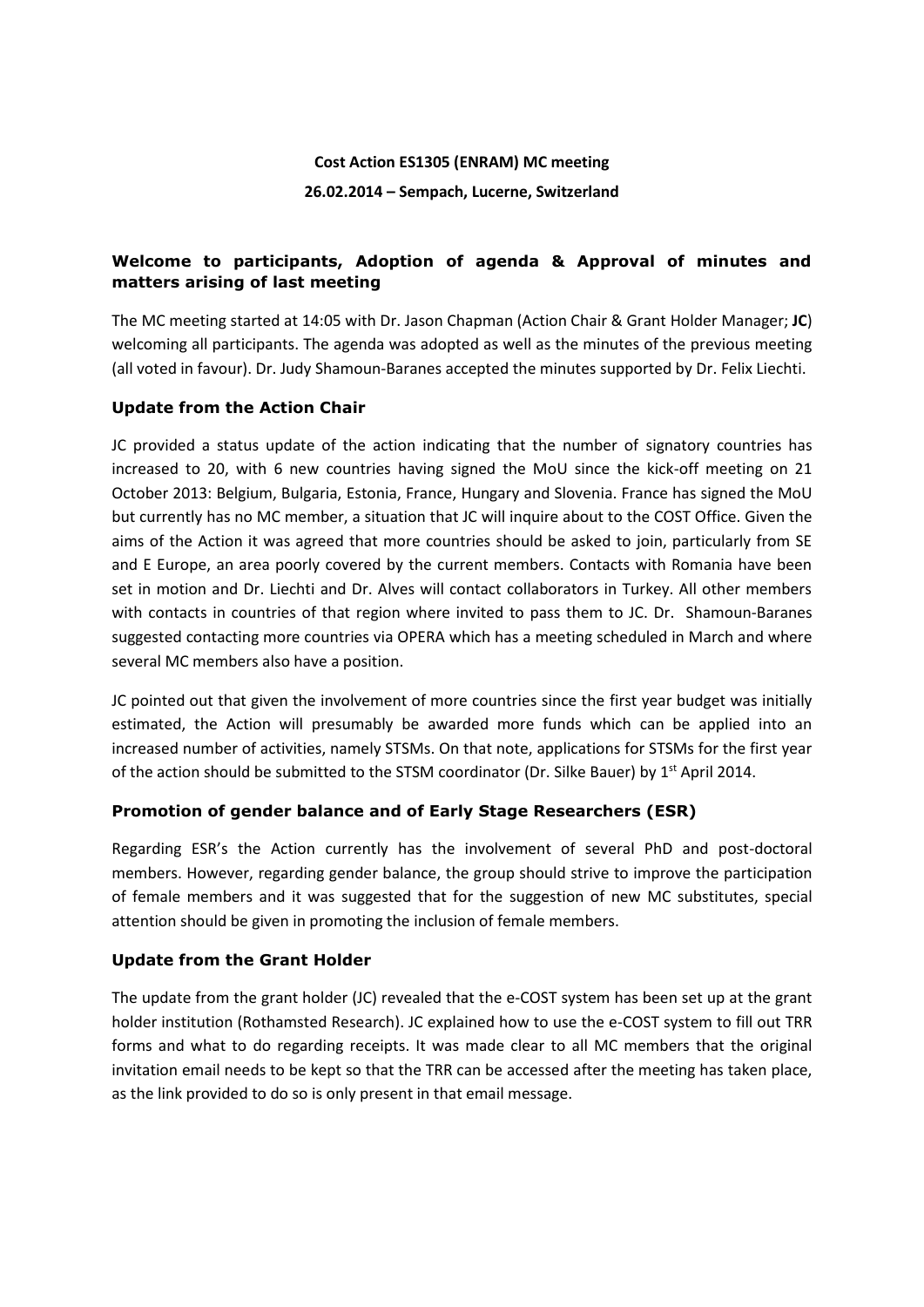**Cost Action ES1305 (ENRAM) MC meeting**

**26.02.2014 – Sempach, Lucerne, Switzerland**

## Welcome to participants, Adoption of agenda & Approval of minutes and matters arising of last meeting

The MC meeting started at 14:05 with Dr. Jason Chapman (Action Chair & Grant Holder Manager; **JC**) welcoming all participants. The agenda was adopted as well as the minutes of the previous meeting (all voted in favour). Dr. Judy Shamoun-Baranes accepted the minutes supported by Dr. Felix Liechti.

## Update from the Action Chair

JC provided a status update of the action indicating that the number of signatory countries has increased to 20, with 6 new countries having signed the MoU since the kick-off meeting on 21 October 2013: Belgium, Bulgaria, Estonia, France, Hungary and Slovenia. France has signed the MoU but currently has no MC member, a situation that JC will inquire about to the COST Office. Given the aims of the Action it was agreed that more countries should be asked to join, particularly from SE and E Europe, an area poorly covered by the current members. Contacts with Romania have been set in motion and Dr. Liechti and Dr. Alves will contact collaborators in Turkey. All other members with contacts in countries of that region where invited to pass them to JC. Dr. Shamoun-Baranes suggested contacting more countries via OPERA which has a meeting scheduled in March and where several MC members also have a position.

JC pointed out that given the involvement of more countries since the first year budget was initially estimated, the Action will presumably be awarded more funds which can be applied into an increased number of activities, namely STSMs. On that note, applications for STSMs for the first year of the action should be submitted to the STSM coordinator (Dr. Silke Bauer) by 1st April 2014.

## Promotion of gender balance and of Early Stage Researchers (ESR)

Regarding ESR's the Action currently has the involvement of several PhD and post-doctoral members. However, regarding gender balance, the group should strive to improve the participation of female members and it was suggested that for the suggestion of new MC substitutes, special attention should be given in promoting the inclusion of female members.

## Update from the Grant Holder

The update from the grant holder (JC) revealed that the e-COST system has been set up at the grant holder institution (Rothamsted Research). JC explained how to use the e-COST system to fill out TRR forms and what to do regarding receipts. It was made clear to all MC members that the original invitation email needs to be kept so that the TRR can be accessed after the meeting has taken place, as the link provided to do so is only present in that email message.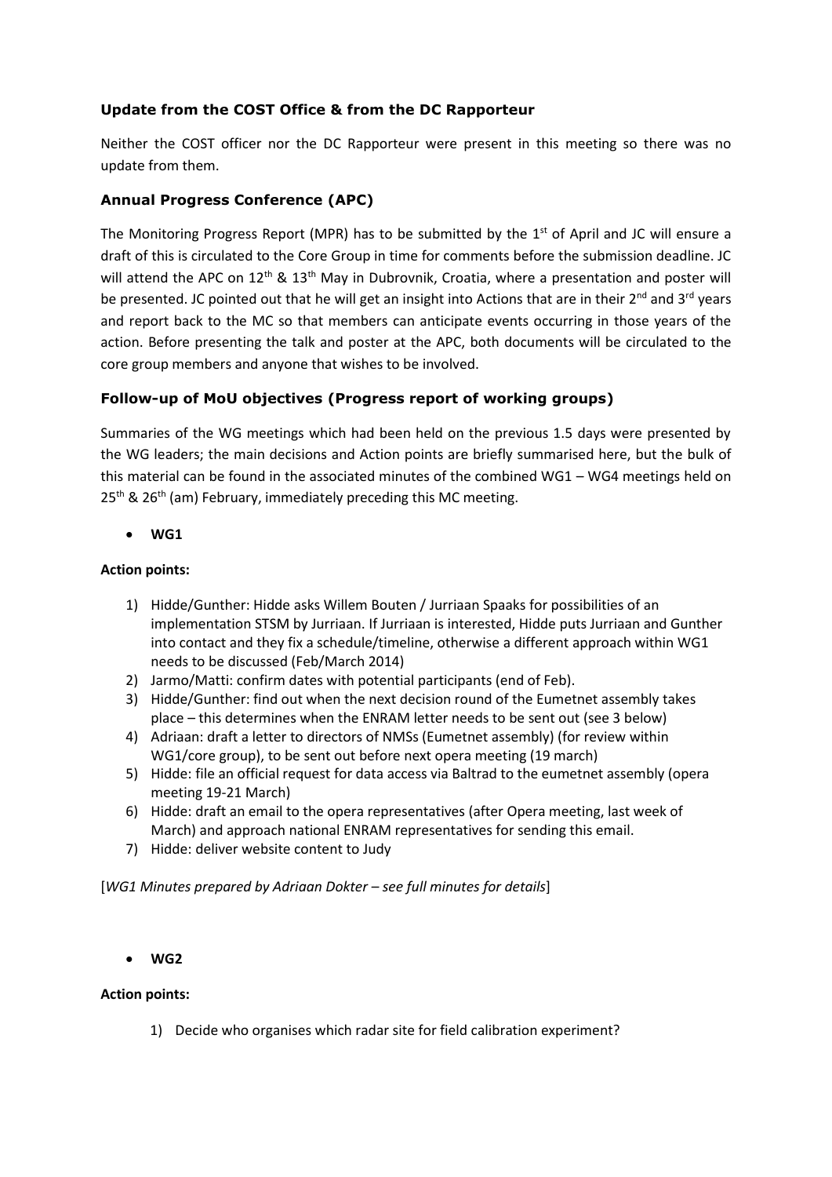### Update from the COST Office & from the DC Rapporteur

Neither the COST officer nor the DC Rapporteur were present in this meeting so there was no update from them.

### Annual Progress Conference (APC)

The Monitoring Progress Report (MPR) has to be submitted by the 1st of April and JC will ensure a draft of this is circulated to the Core Group in time for comments before the submission deadline. JC will attend the APC on 12th & 13th May in Dubrovnik, Croatia, where a presentation and poster will be presented. JC pointed out that he will get an insight into Actions that are in their 2nd and 3rd years and report back to the MC so that members can anticipate events occurring in those years of the action. Before presenting the talk and poster at the APC, both documents will be circulated to the core group members and anyone that wishes to be involved.

### Follow-up of MoU objectives (Progress report of working groups)

Summaries of the WG meetings which had been held on the previous 1.5 days were presented by the WG leaders; the main decisions and Action points are briefly summarised here, but the bulk of this material can be found in the associated minutes of the combined WG1 – WG4 meetings held on 25th & 26th (am) February, immediately preceding this MC meeting.

- **WG1**

**Action points:**

1) Hidde/Gunther: Hidde asks Willem Bouten / Jurriaan Spaaks for possibilities of an implementation STSM by Jurriaan. If Jurriaan is interested, Hidde puts Jurriaan and Gunther into contact and they fix a schedule/timeline, otherwise a different approach within WG1 needs to be discussed (Feb/March 2014)
2) Jarmo/Matti: confirm dates with potential participants (end of Feb).
3) Hidde/Gunther: find out when the next decision round of the Eumetnet assembly takes place – this determines when the ENRAM letter needs to be sent out (see 3 below)
4) Adriaan: draft a letter to directors of NMSs (Eumetnet assembly) (for review within WG1/core group), to be sent out before next opera meeting (19 march)
5) Hidde: file an official request for data access via Baltrad to the eumetnet assembly (opera meeting 19-21 March)
6) Hidde: draft an email to the opera representatives (after Opera meeting, last week of March) and approach national ENRAM representatives for sending this email.
7) Hidde: deliver website content to Judy

[*WG1 Minutes prepared by Adriaan Dokter – see full minutes for details*]

- **WG2**

**Action points:**

1) Decide who organises which radar site for field calibration experiment?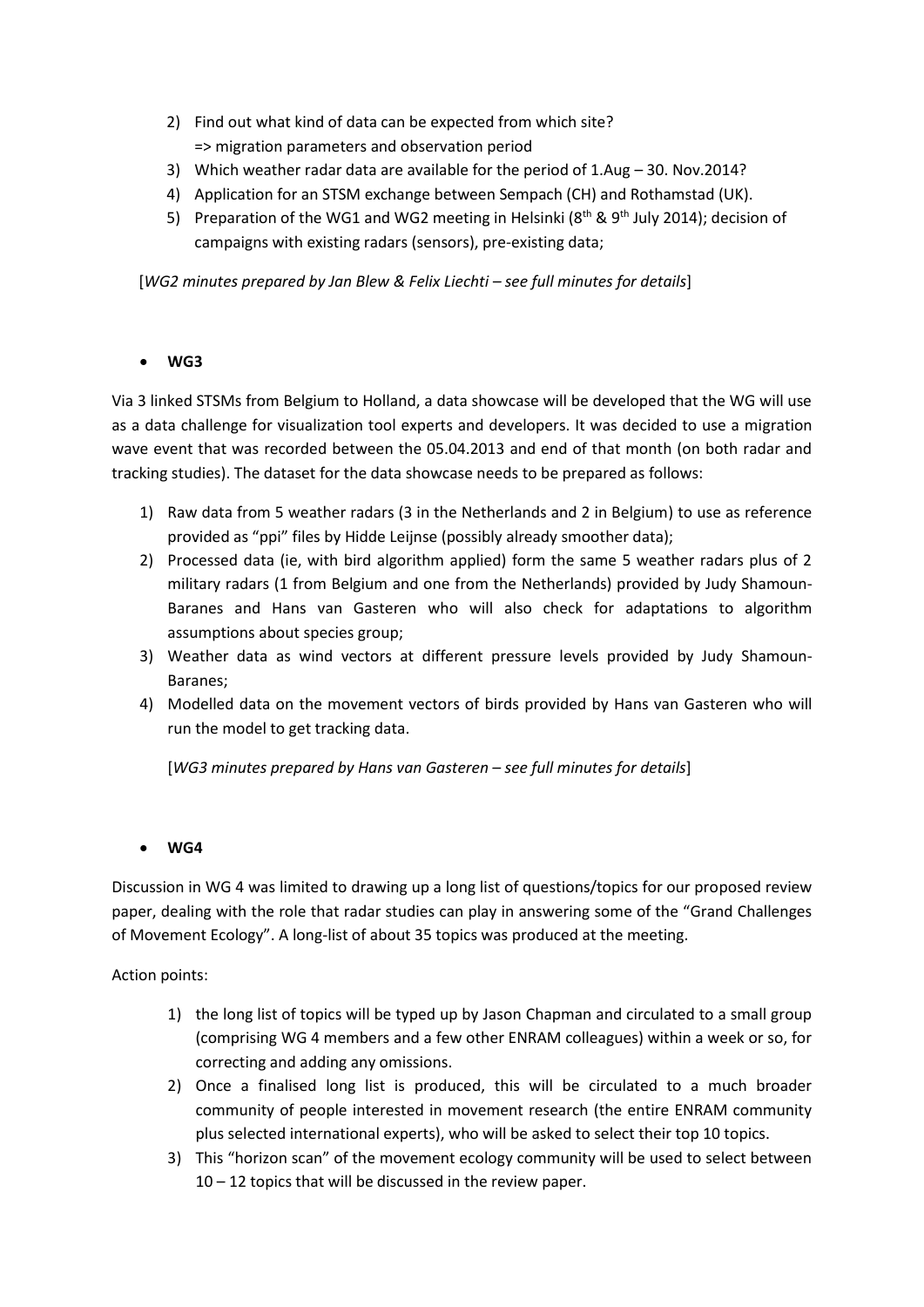2) Find out what kind of data can be expected from which site?
   => migration parameters and observation period
3) Which weather radar data are available for the period of 1.Aug – 30. Nov.2014?
4) Application for an STSM exchange between Sempach (CH) and Rothamstad (UK).
5) Preparation of the WG1 and WG2 meeting in Helsinki (8th & 9th July 2014); decision of campaigns with existing radars (sensors), pre-existing data;

[*WG2 minutes prepared by Jan Blew & Felix Liechti – see full minutes for details*]

- **WG3**

Via 3 linked STSMs from Belgium to Holland, a data showcase will be developed that the WG will use as a data challenge for visualization tool experts and developers. It was decided to use a migration wave event that was recorded between the 05.04.2013 and end of that month (on both radar and tracking studies). The dataset for the data showcase needs to be prepared as follows:

1) Raw data from 5 weather radars (3 in the Netherlands and 2 in Belgium) to use as reference provided as "ppi" files by Hidde Leijnse (possibly already smoother data);
2) Processed data (ie, with bird algorithm applied) form the same 5 weather radars plus of 2 military radars (1 from Belgium and one from the Netherlands) provided by Judy Shamoun-Baranes and Hans van Gasteren who will also check for adaptations to algorithm assumptions about species group;
3) Weather data as wind vectors at different pressure levels provided by Judy Shamoun-Baranes;
4) Modelled data on the movement vectors of birds provided by Hans van Gasteren who will run the model to get tracking data.

[*WG3 minutes prepared by Hans van Gasteren – see full minutes for details*]

- **WG4**

Discussion in WG 4 was limited to drawing up a long list of questions/topics for our proposed review paper, dealing with the role that radar studies can play in answering some of the "Grand Challenges of Movement Ecology". A long-list of about 35 topics was produced at the meeting.

Action points:

1) the long list of topics will be typed up by Jason Chapman and circulated to a small group (comprising WG 4 members and a few other ENRAM colleagues) within a week or so, for correcting and adding any omissions.
2) Once a finalised long list is produced, this will be circulated to a much broader community of people interested in movement research (the entire ENRAM community plus selected international experts), who will be asked to select their top 10 topics.
3) This "horizon scan" of the movement ecology community will be used to select between 10 – 12 topics that will be discussed in the review paper.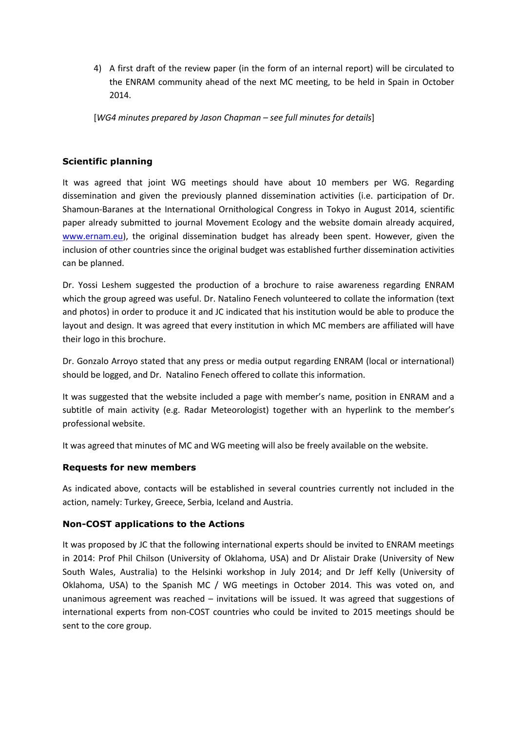4) A first draft of the review paper (in the form of an internal report) will be circulated to the ENRAM community ahead of the next MC meeting, to be held in Spain in October 2014.

[*WG4 minutes prepared by Jason Chapman – see full minutes for details*]

### Scientific planning

It was agreed that joint WG meetings should have about 10 members per WG. Regarding dissemination and given the previously planned dissemination activities (i.e. participation of Dr. Shamoun-Baranes at the International Ornithological Congress in Tokyo in August 2014, scientific paper already submitted to journal Movement Ecology and the website domain already acquired, [www.ernam.eu](www.ernam.eu)), the original dissemination budget has already been spent. However, given the inclusion of other countries since the original budget was established further dissemination activities can be planned.

Dr. Yossi Leshem suggested the production of a brochure to raise awareness regarding ENRAM which the group agreed was useful. Dr. Natalino Fenech volunteered to collate the information (text and photos) in order to produce it and JC indicated that his institution would be able to produce the layout and design. It was agreed that every institution in which MC members are affiliated will have their logo in this brochure.

Dr. Gonzalo Arroyo stated that any press or media output regarding ENRAM (local or international) should be logged, and Dr. Natalino Fenech offered to collate this information.

It was suggested that the website included a page with member's name, position in ENRAM and a subtitle of main activity (e.g. Radar Meteorologist) together with an hyperlink to the member's professional website.

It was agreed that minutes of MC and WG meeting will also be freely available on the website.

### Requests for new members

As indicated above, contacts will be established in several countries currently not included in the action, namely: Turkey, Greece, Serbia, Iceland and Austria.

### Non-COST applications to the Actions

It was proposed by JC that the following international experts should be invited to ENRAM meetings in 2014: Prof Phil Chilson (University of Oklahoma, USA) and Dr Alistair Drake (University of New South Wales, Australia) to the Helsinki workshop in July 2014; and Dr Jeff Kelly (University of Oklahoma, USA) to the Spanish MC / WG meetings in October 2014. This was voted on, and unanimous agreement was reached – invitations will be issued. It was agreed that suggestions of international experts from non-COST countries who could be invited to 2015 meetings should be sent to the core group.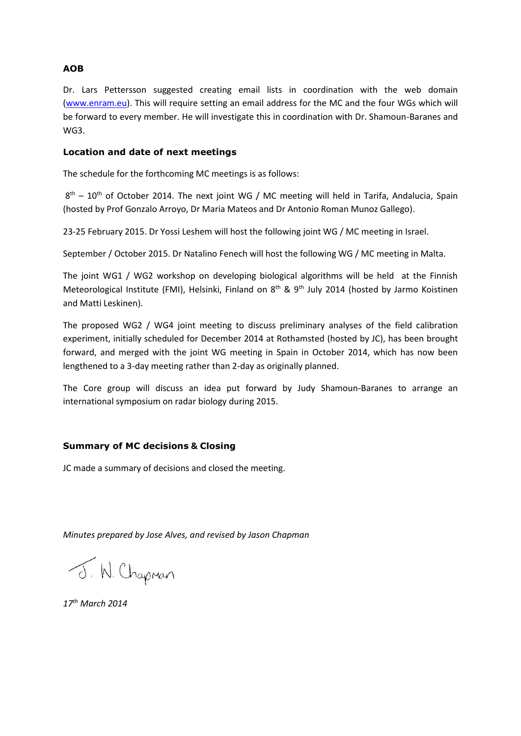**AOB**

Dr. Lars Pettersson suggested creating email lists in coordination with the web domain (www.enram.eu). This will require setting an email address for the MC and the four WGs which will be forward to every member. He will investigate this in coordination with Dr. Shamoun-Baranes and WG3.

### Location and date of next meetings

The schedule for the forthcoming MC meetings is as follows:

8th – 10th of October 2014. The next joint WG / MC meeting will held in Tarifa, Andalucia, Spain (hosted by Prof Gonzalo Arroyo, Dr Maria Mateos and Dr Antonio Roman Munoz Gallego).

23-25 February 2015. Dr Yossi Leshem will host the following joint WG / MC meeting in Israel.

September / October 2015. Dr Natalino Fenech will host the following WG / MC meeting in Malta.

The joint WG1 / WG2 workshop on developing biological algorithms will be held at the Finnish Meteorological Institute (FMI), Helsinki, Finland on 8th & 9th July 2014 (hosted by Jarmo Koistinen and Matti Leskinen).

The proposed WG2 / WG4 joint meeting to discuss preliminary analyses of the field calibration experiment, initially scheduled for December 2014 at Rothamsted (hosted by JC), has been brought forward, and merged with the joint WG meeting in Spain in October 2014, which has now been lengthened to a 3-day meeting rather than 2-day as originally planned.

The Core group will discuss an idea put forward by Judy Shamoun-Baranes to arrange an international symposium on radar biology during 2015.

### Summary of MC decisions & Closing

JC made a summary of decisions and closed the meeting.

*Minutes prepared by Jose Alves, and revised by Jason Chapman*

J. W. Chapman

*17th March 2014*